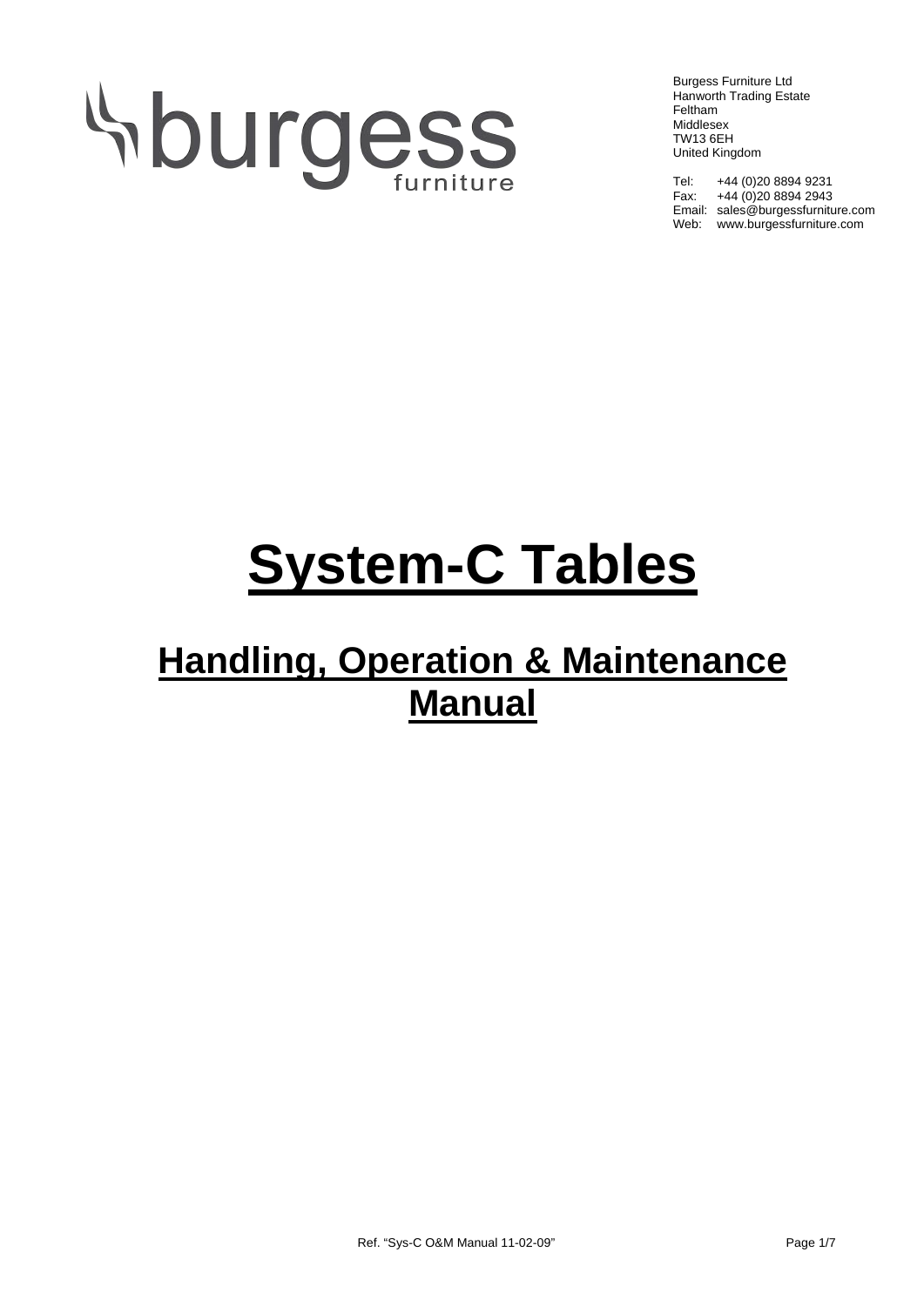burgess furniture

Burgess Furniture Ltd
Hanworth Trading Estate
Feltham
Middlesex
TW13 6EH
United Kingdom

Tel: +44 (0)20 8894 9231
Fax: +44 (0)20 8894 2943
Email: sales@burgessfurniture.com
Web: www.burgessfurniture.com

# System-C Tables

## Handling, Operation & Maintenance Manual

Ref. "Sys-C O&M Manual 11-02-09"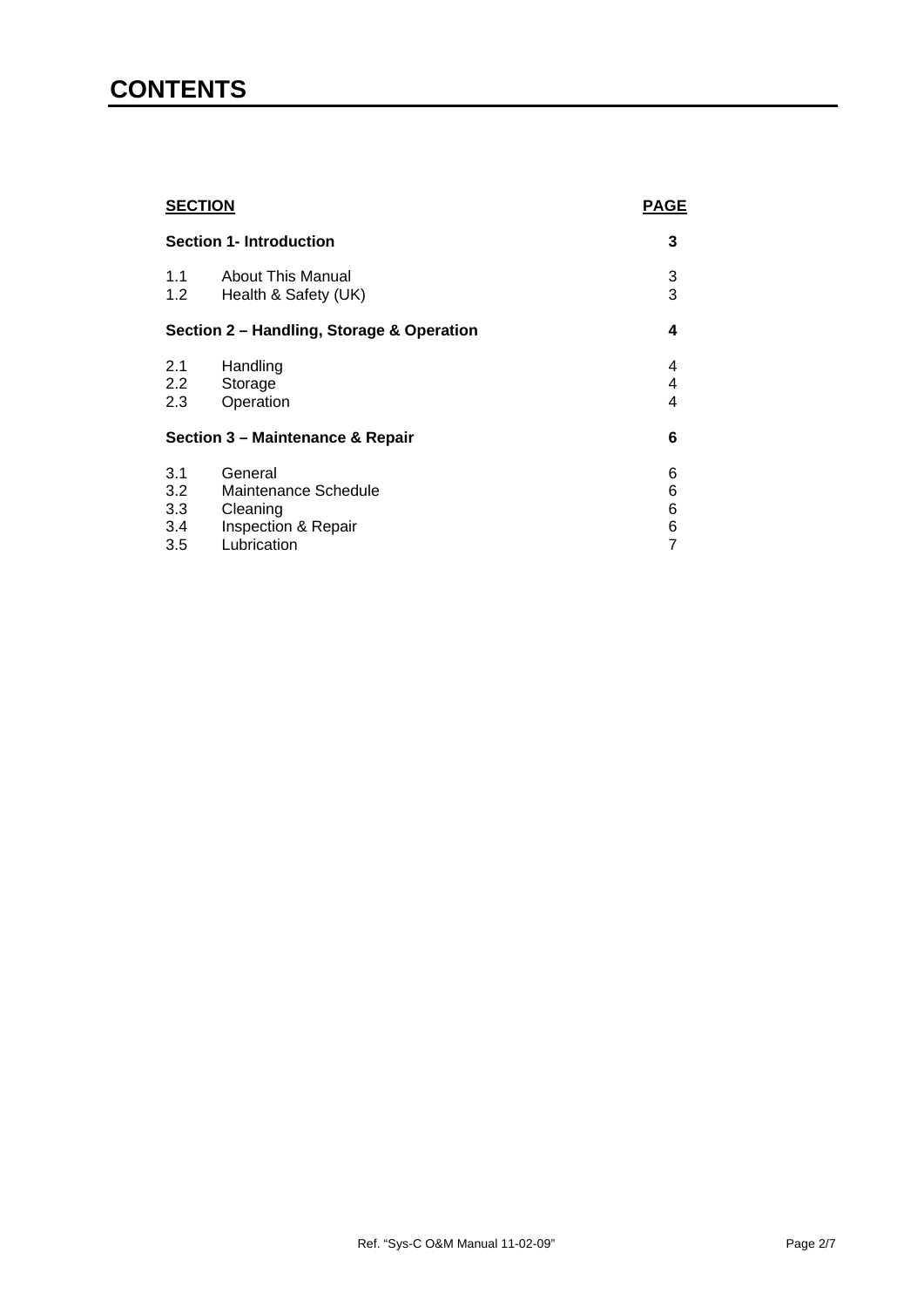# CONTENTS

| SECTION | | PAGE |
|---|---|---|
| **Section 1- Introduction** | | **3** |
| 1.1 | About This Manual | 3 |
| 1.2 | Health & Safety (UK) | 3 |
| **Section 2 – Handling, Storage & Operation** | | **4** |
| 2.1 | Handling | 4 |
| 2.2 | Storage | 4 |
| 2.3 | Operation | 4 |
| **Section 3 – Maintenance & Repair** | | **6** |
| 3.1 | General | 6 |
| 3.2 | Maintenance Schedule | 6 |
| 3.3 | Cleaning | 6 |
| 3.4 | Inspection & Repair | 6 |
| 3.5 | Lubrication | 7 |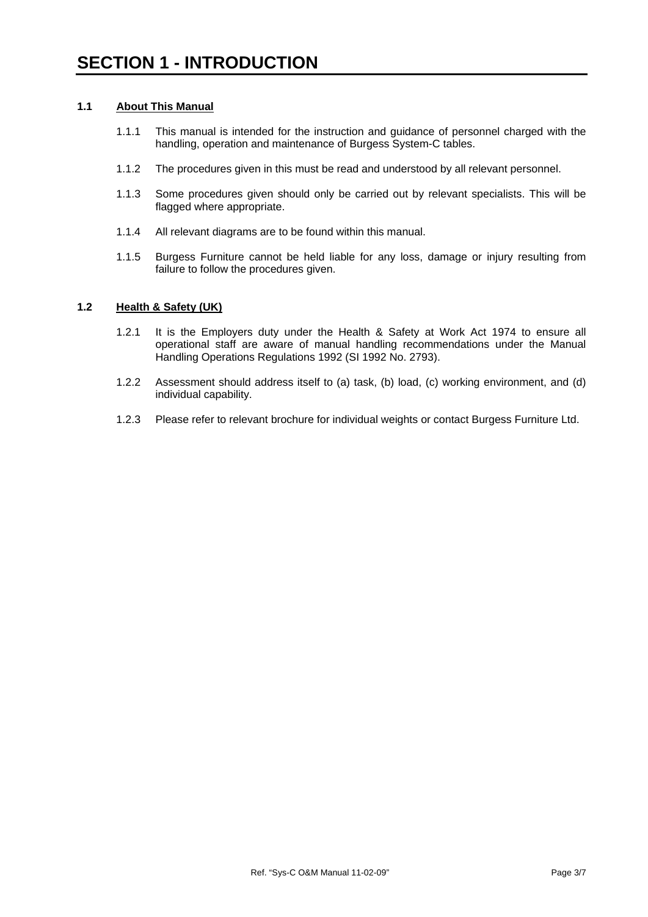# SECTION 1 - INTRODUCTION

## 1.1 About This Manual

1.1.1 This manual is intended for the instruction and guidance of personnel charged with the handling, operation and maintenance of Burgess System-C tables.

1.1.2 The procedures given in this must be read and understood by all relevant personnel.

1.1.3 Some procedures given should only be carried out by relevant specialists. This will be flagged where appropriate.

1.1.4 All relevant diagrams are to be found within this manual.

1.1.5 Burgess Furniture cannot be held liable for any loss, damage or injury resulting from failure to follow the procedures given.

## 1.2 Health & Safety (UK)

1.2.1 It is the Employers duty under the Health & Safety at Work Act 1974 to ensure all operational staff are aware of manual handling recommendations under the Manual Handling Operations Regulations 1992 (SI 1992 No. 2793).

1.2.2 Assessment should address itself to (a) task, (b) load, (c) working environment, and (d) individual capability.

1.2.3 Please refer to relevant brochure for individual weights or contact Burgess Furniture Ltd.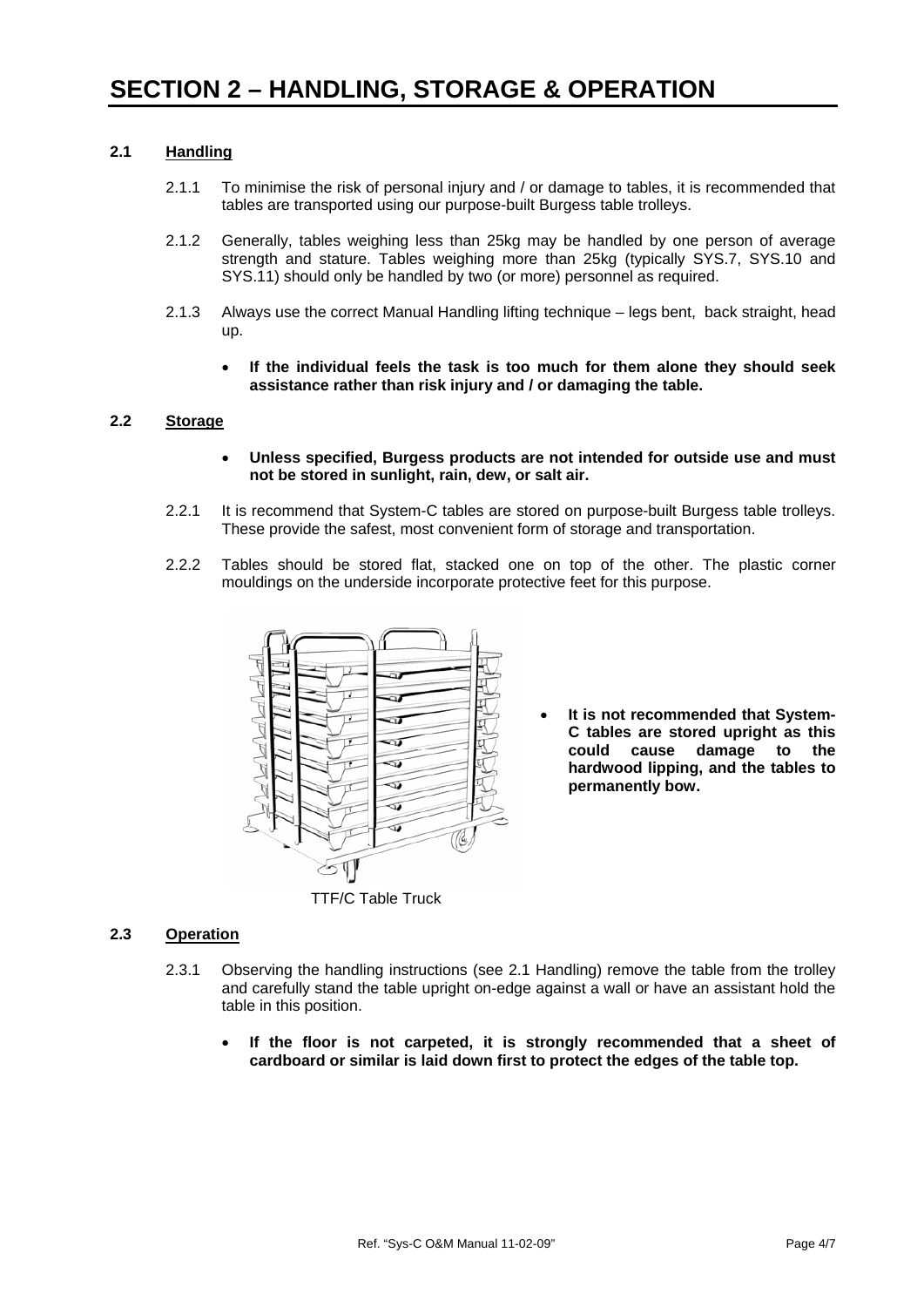# SECTION 2 – HANDLING, STORAGE & OPERATION

## 2.1 Handling

2.1.1 To minimise the risk of personal injury and / or damage to tables, it is recommended that tables are transported using our purpose-built Burgess table trolleys.

2.1.2 Generally, tables weighing less than 25kg may be handled by one person of average strength and stature. Tables weighing more than 25kg (typically SYS.7, SYS.10 and SYS.11) should only be handled by two (or more) personnel as required.

2.1.3 Always use the correct Manual Handling lifting technique – legs bent, back straight, head up.

- **If the individual feels the task is too much for them alone they should seek assistance rather than risk injury and / or damaging the table.**

## 2.2 Storage

- **Unless specified, Burgess products are not intended for outside use and must not be stored in sunlight, rain, dew, or salt air.**

2.2.1 It is recommend that System-C tables are stored on purpose-built Burgess table trolleys. These provide the safest, most convenient form of storage and transportation.

2.2.2 Tables should be stored flat, stacked one on top of the other. The plastic corner mouldings on the underside incorporate protective feet for this purpose.

TTF/C Table Truck

- **It is not recommended that System-C tables are stored upright as this could cause damage to the hardwood lipping, and the tables to permanently bow.**

## 2.3 Operation

2.3.1 Observing the handling instructions (see 2.1 Handling) remove the table from the trolley and carefully stand the table upright on-edge against a wall or have an assistant hold the table in this position.

- **If the floor is not carpeted, it is strongly recommended that a sheet of cardboard or similar is laid down first to protect the edges of the table top.**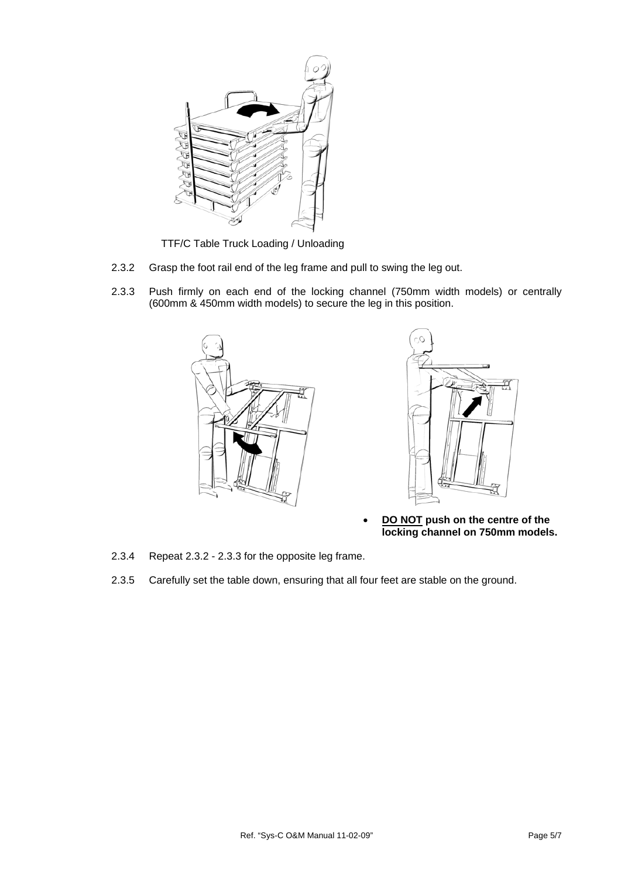TTF/C Table Truck Loading / Unloading

2.3.2 Grasp the foot rail end of the leg frame and pull to swing the leg out.

2.3.3 Push firmly on each end of the locking channel (750mm width models) or centrally (600mm & 450mm width models) to secure the leg in this position.

- **DO NOT push on the centre of the locking channel on 750mm models.**

2.3.4 Repeat 2.3.2 - 2.3.3 for the opposite leg frame.

2.3.5 Carefully set the table down, ensuring that all four feet are stable on the ground.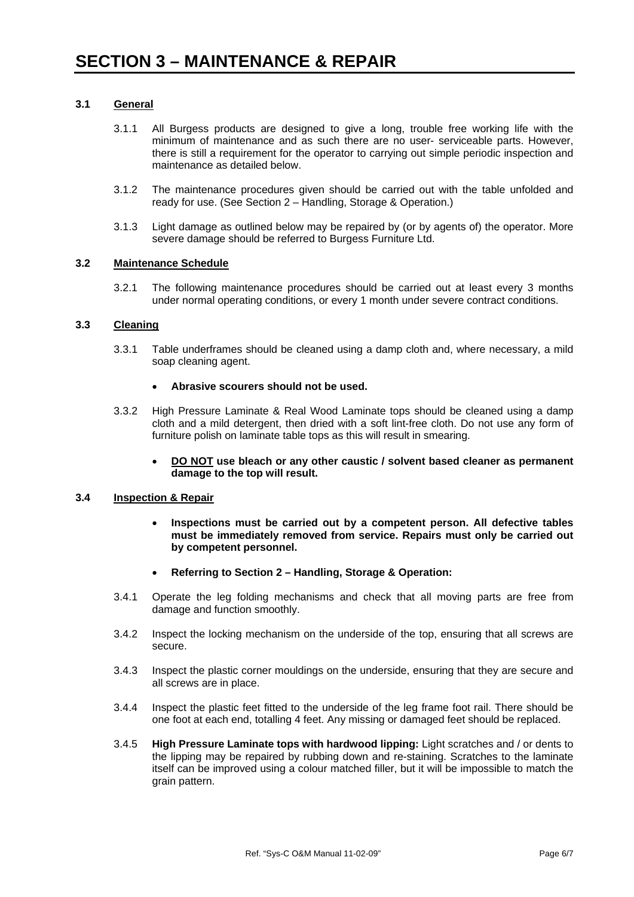# SECTION 3 – MAINTENANCE & REPAIR

## 3.1 General

3.1.1 All Burgess products are designed to give a long, trouble free working life with the minimum of maintenance and as such there are no user- serviceable parts. However, there is still a requirement for the operator to carrying out simple periodic inspection and maintenance as detailed below.

3.1.2 The maintenance procedures given should be carried out with the table unfolded and ready for use. (See Section 2 – Handling, Storage & Operation.)

3.1.3 Light damage as outlined below may be repaired by (or by agents of) the operator. More severe damage should be referred to Burgess Furniture Ltd.

## 3.2 Maintenance Schedule

3.2.1 The following maintenance procedures should be carried out at least every 3 months under normal operating conditions, or every 1 month under severe contract conditions.

## 3.3 Cleaning

3.3.1 Table underframes should be cleaned using a damp cloth and, where necessary, a mild soap cleaning agent.

- **Abrasive scourers should not be used.**

3.3.2 High Pressure Laminate & Real Wood Laminate tops should be cleaned using a damp cloth and a mild detergent, then dried with a soft lint-free cloth. Do not use any form of furniture polish on laminate table tops as this will result in smearing.

- **DO NOT use bleach or any other caustic / solvent based cleaner as permanent damage to the top will result.**

## 3.4 Inspection & Repair

- **Inspections must be carried out by a competent person. All defective tables must be immediately removed from service. Repairs must only be carried out by competent personnel.**
- **Referring to Section 2 – Handling, Storage & Operation:**

3.4.1 Operate the leg folding mechanisms and check that all moving parts are free from damage and function smoothly.

3.4.2 Inspect the locking mechanism on the underside of the top, ensuring that all screws are secure.

3.4.3 Inspect the plastic corner mouldings on the underside, ensuring that they are secure and all screws are in place.

3.4.4 Inspect the plastic feet fitted to the underside of the leg frame foot rail. There should be one foot at each end, totalling 4 feet. Any missing or damaged feet should be replaced.

3.4.5 **High Pressure Laminate tops with hardwood lipping:** Light scratches and / or dents to the lipping may be repaired by rubbing down and re-staining. Scratches to the laminate itself can be improved using a colour matched filler, but it will be impossible to match the grain pattern.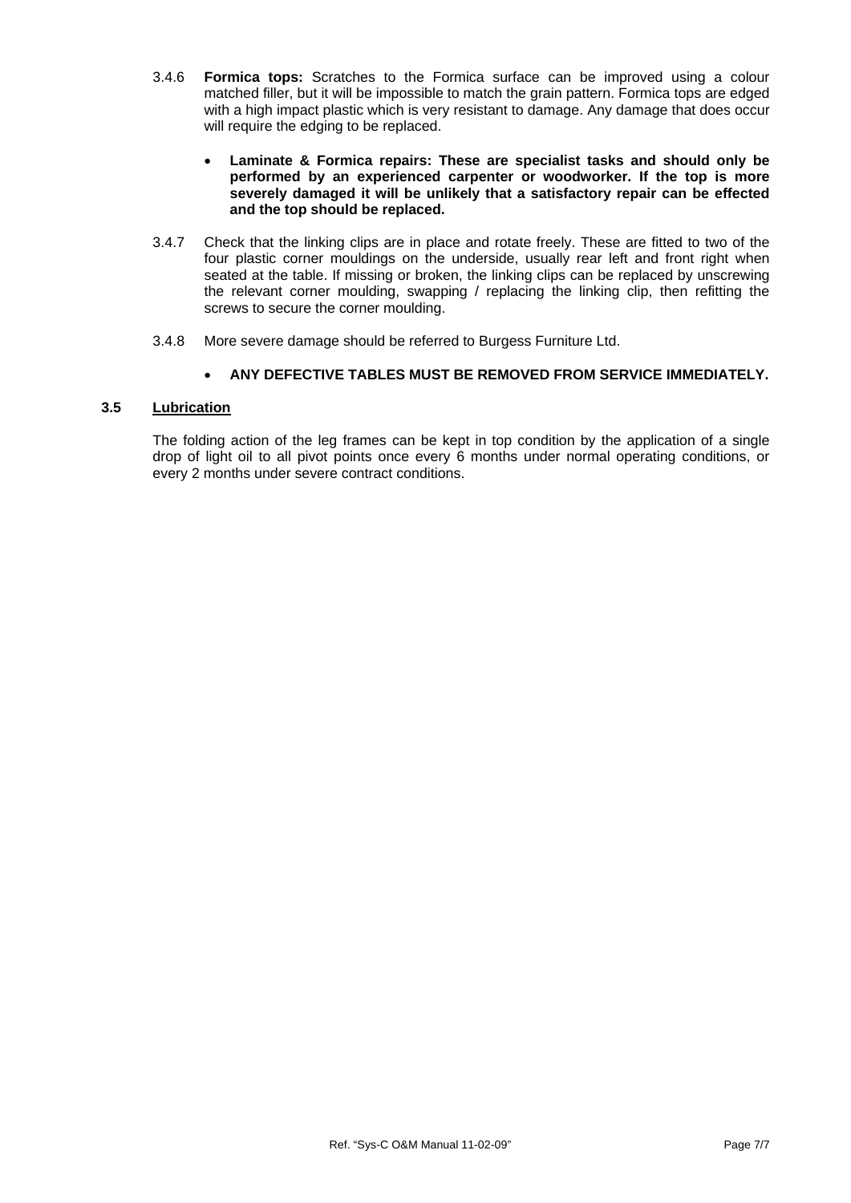3.4.6 **Formica tops:** Scratches to the Formica surface can be improved using a colour matched filler, but it will be impossible to match the grain pattern. Formica tops are edged with a high impact plastic which is very resistant to damage. Any damage that does occur will require the edging to be replaced.

- **Laminate & Formica repairs: These are specialist tasks and should only be performed by an experienced carpenter or woodworker. If the top is more severely damaged it will be unlikely that a satisfactory repair can be effected and the top should be replaced.**

3.4.7 Check that the linking clips are in place and rotate freely. These are fitted to two of the four plastic corner mouldings on the underside, usually rear left and front right when seated at the table. If missing or broken, the linking clips can be replaced by unscrewing the relevant corner moulding, swapping / replacing the linking clip, then refitting the screws to secure the corner moulding.

3.4.8 More severe damage should be referred to Burgess Furniture Ltd.

- **ANY DEFECTIVE TABLES MUST BE REMOVED FROM SERVICE IMMEDIATELY.**

### 3.5 Lubrication

The folding action of the leg frames can be kept in top condition by the application of a single drop of light oil to all pivot points once every 6 months under normal operating conditions, or every 2 months under severe contract conditions.